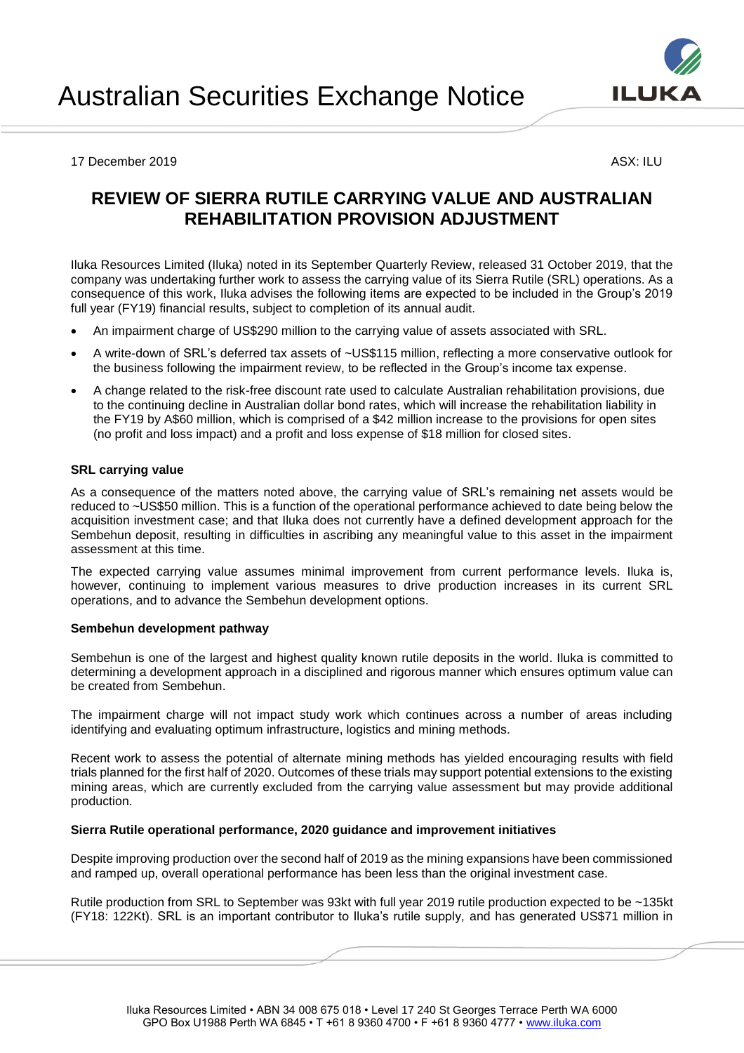# Australian Securities Exchange Notice

17 December 2019 ASX: ILU

## REVIEW OF SIERRA RUTILE CARRYING VALUE AND AUSTRALIAN REHABILITATION PROVISION ADJUSTMENT

Iluka Resources Limited (Iluka) noted in its September Quarterly Review, released 31 October 2019, that the company was undertaking further work to assess the carrying value of its Sierra Rutile (SRL) operations. As a consequence of this work, Iluka advises the following items are expected to be included in the Group's 2019 full year (FY19) financial results, subject to completion of its annual audit.

- An impairment charge of US$290 million to the carrying value of assets associated with SRL.
- A write-down of SRL's deferred tax assets of ~US$115 million, reflecting a more conservative outlook for the business following the impairment review, to be reflected in the Group's income tax expense.
- A change related to the risk-free discount rate used to calculate Australian rehabilitation provisions, due to the continuing decline in Australian dollar bond rates, which will increase the rehabilitation liability in the FY19 by A$60 million, which is comprised of a $42 million increase to the provisions for open sites (no profit and loss impact) and a profit and loss expense of $18 million for closed sites.

**SRL carrying value**

As a consequence of the matters noted above, the carrying value of SRL's remaining net assets would be reduced to ~US$50 million. This is a function of the operational performance achieved to date being below the acquisition investment case; and that Iluka does not currently have a defined development approach for the Sembehun deposit, resulting in difficulties in ascribing any meaningful value to this asset in the impairment assessment at this time.

The expected carrying value assumes minimal improvement from current performance levels. Iluka is, however, continuing to implement various measures to drive production increases in its current SRL operations, and to advance the Sembehun development options.

**Sembehun development pathway**

Sembehun is one of the largest and highest quality known rutile deposits in the world. Iluka is committed to determining a development approach in a disciplined and rigorous manner which ensures optimum value can be created from Sembehun.

The impairment charge will not impact study work which continues across a number of areas including identifying and evaluating optimum infrastructure, logistics and mining methods.

Recent work to assess the potential of alternate mining methods has yielded encouraging results with field trials planned for the first half of 2020. Outcomes of these trials may support potential extensions to the existing mining areas, which are currently excluded from the carrying value assessment but may provide additional production.

**Sierra Rutile operational performance, 2020 guidance and improvement initiatives**

Despite improving production over the second half of 2019 as the mining expansions have been commissioned and ramped up, overall operational performance has been less than the original investment case.

Rutile production from SRL to September was 93kt with full year 2019 rutile production expected to be ~135kt (FY18: 122Kt). SRL is an important contributor to Iluka's rutile supply, and has generated US$71 million in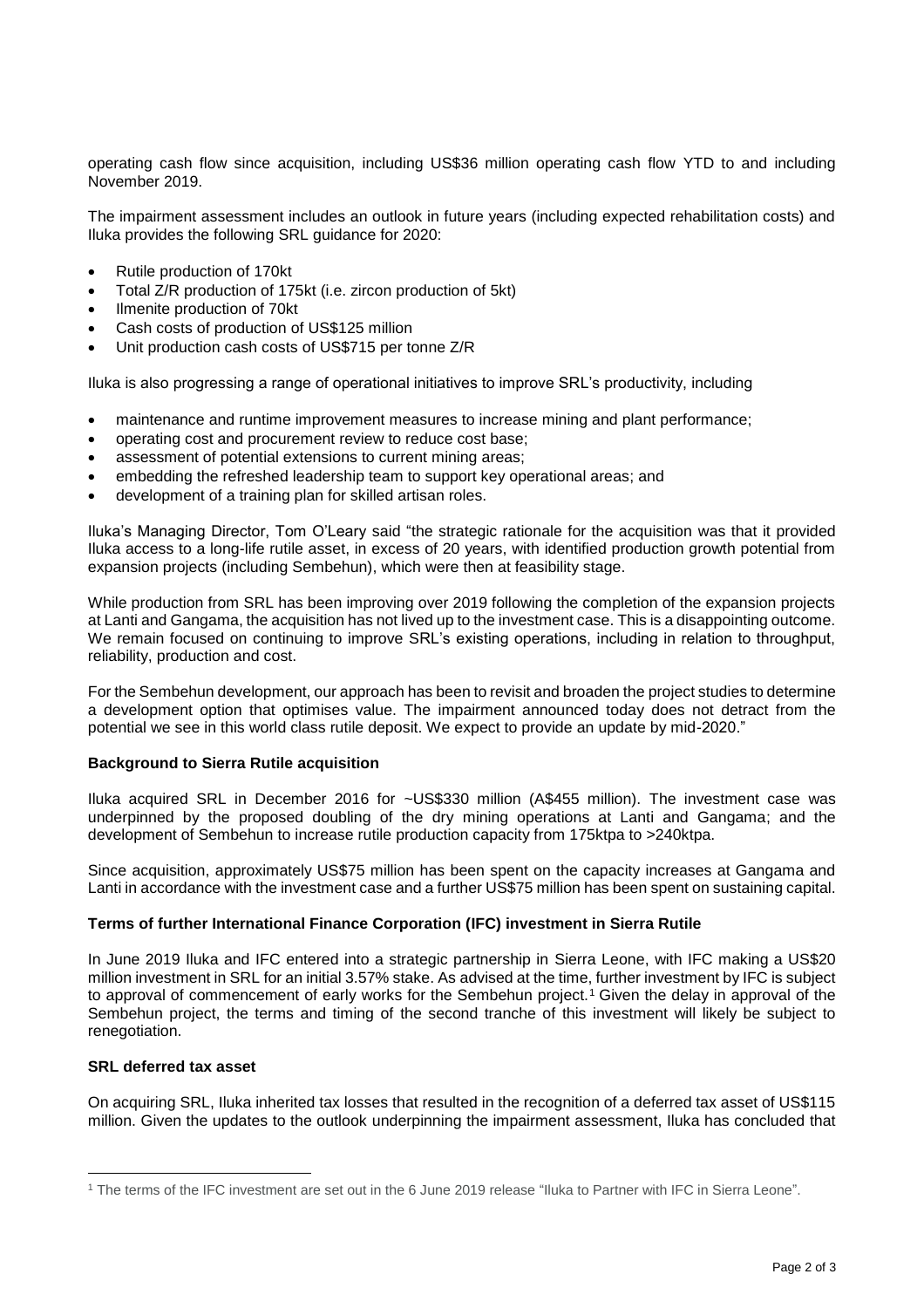operating cash flow since acquisition, including US$36 million operating cash flow YTD to and including November 2019.

The impairment assessment includes an outlook in future years (including expected rehabilitation costs) and Iluka provides the following SRL guidance for 2020:

- Rutile production of 170kt
- Total Z/R production of 175kt (i.e. zircon production of 5kt)
- Ilmenite production of 70kt
- Cash costs of production of US$125 million
- Unit production cash costs of US$715 per tonne Z/R

Iluka is also progressing a range of operational initiatives to improve SRL's productivity, including

- maintenance and runtime improvement measures to increase mining and plant performance;
- operating cost and procurement review to reduce cost base;
- assessment of potential extensions to current mining areas;
- embedding the refreshed leadership team to support key operational areas; and
- development of a training plan for skilled artisan roles.

Iluka's Managing Director, Tom O'Leary said "the strategic rationale for the acquisition was that it provided Iluka access to a long-life rutile asset, in excess of 20 years, with identified production growth potential from expansion projects (including Sembehun), which were then at feasibility stage.

While production from SRL has been improving over 2019 following the completion of the expansion projects at Lanti and Gangama, the acquisition has not lived up to the investment case. This is a disappointing outcome. We remain focused on continuing to improve SRL's existing operations, including in relation to throughput, reliability, production and cost.

For the Sembehun development, our approach has been to revisit and broaden the project studies to determine a development option that optimises value. The impairment announced today does not detract from the potential we see in this world class rutile deposit. We expect to provide an update by mid-2020."

**Background to Sierra Rutile acquisition**

Iluka acquired SRL in December 2016 for ~US$330 million (A$455 million). The investment case was underpinned by the proposed doubling of the dry mining operations at Lanti and Gangama; and the development of Sembehun to increase rutile production capacity from 175ktpa to >240ktpa.

Since acquisition, approximately US$75 million has been spent on the capacity increases at Gangama and Lanti in accordance with the investment case and a further US$75 million has been spent on sustaining capital.

**Terms of further International Finance Corporation (IFC) investment in Sierra Rutile**

In June 2019 Iluka and IFC entered into a strategic partnership in Sierra Leone, with IFC making a US$20 million investment in SRL for an initial 3.57% stake. As advised at the time, further investment by IFC is subject to approval of commencement of early works for the Sembehun project.[1] Given the delay in approval of the Sembehun project, the terms and timing of the second tranche of this investment will likely be subject to renegotiation.

**SRL deferred tax asset**

On acquiring SRL, Iluka inherited tax losses that resulted in the recognition of a deferred tax asset of US$115 million. Given the updates to the outlook underpinning the impairment assessment, Iluka has concluded that

[1] The terms of the IFC investment are set out in the 6 June 2019 release "Iluka to Partner with IFC in Sierra Leone".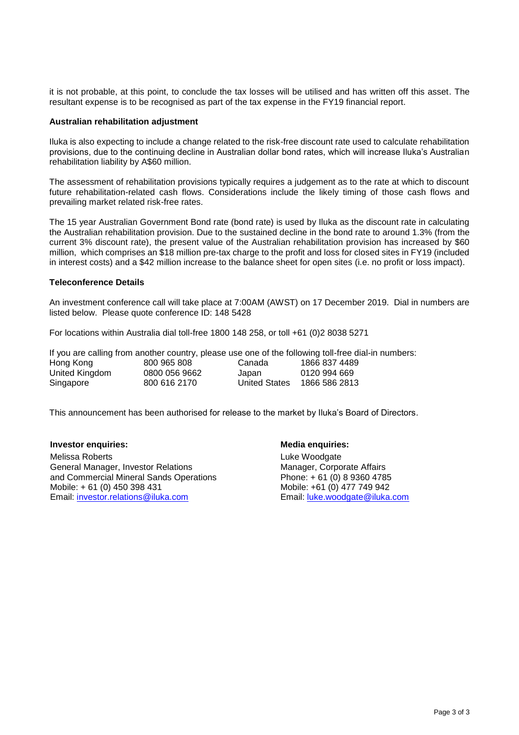it is not probable, at this point, to conclude the tax losses will be utilised and has written off this asset. The resultant expense is to be recognised as part of the tax expense in the FY19 financial report.

### Australian rehabilitation adjustment

Iluka is also expecting to include a change related to the risk-free discount rate used to calculate rehabilitation provisions, due to the continuing decline in Australian dollar bond rates, which will increase Iluka's Australian rehabilitation liability by A$60 million.

The assessment of rehabilitation provisions typically requires a judgement as to the rate at which to discount future rehabilitation-related cash flows. Considerations include the likely timing of those cash flows and prevailing market related risk-free rates.

The 15 year Australian Government Bond rate (bond rate) is used by Iluka as the discount rate in calculating the Australian rehabilitation provision. Due to the sustained decline in the bond rate to around 1.3% (from the current 3% discount rate), the present value of the Australian rehabilitation provision has increased by $60 million, which comprises an $18 million pre-tax charge to the profit and loss for closed sites in FY19 (included in interest costs) and a $42 million increase to the balance sheet for open sites (i.e. no profit or loss impact).

### Teleconference Details

An investment conference call will take place at 7:00AM (AWST) on 17 December 2019. Dial in numbers are listed below. Please quote conference ID: 148 5428

For locations within Australia dial toll-free 1800 148 258, or toll +61 (0)2 8038 5271

If you are calling from another country, please use one of the following toll-free dial-in numbers:

| | | | |
|---|---|---|---|
| Hong Kong | 800 965 808 | Canada | 1866 837 4489 |
| United Kingdom | 0800 056 9662 | Japan | 0120 994 669 |
| Singapore | 800 616 2170 | United States | 1866 586 2813 |

This announcement has been authorised for release to the market by Iluka's Board of Directors.

**Investor enquiries:**
Melissa Roberts
General Manager, Investor Relations and Commercial Mineral Sands Operations
Mobile: + 61 (0) 450 398 431
Email: investor.relations@iluka.com

**Media enquiries:**
Luke Woodgate
Manager, Corporate Affairs
Phone: + 61 (0) 8 9360 4785
Mobile: +61 (0) 477 749 942
Email: luke.woodgate@iluka.com